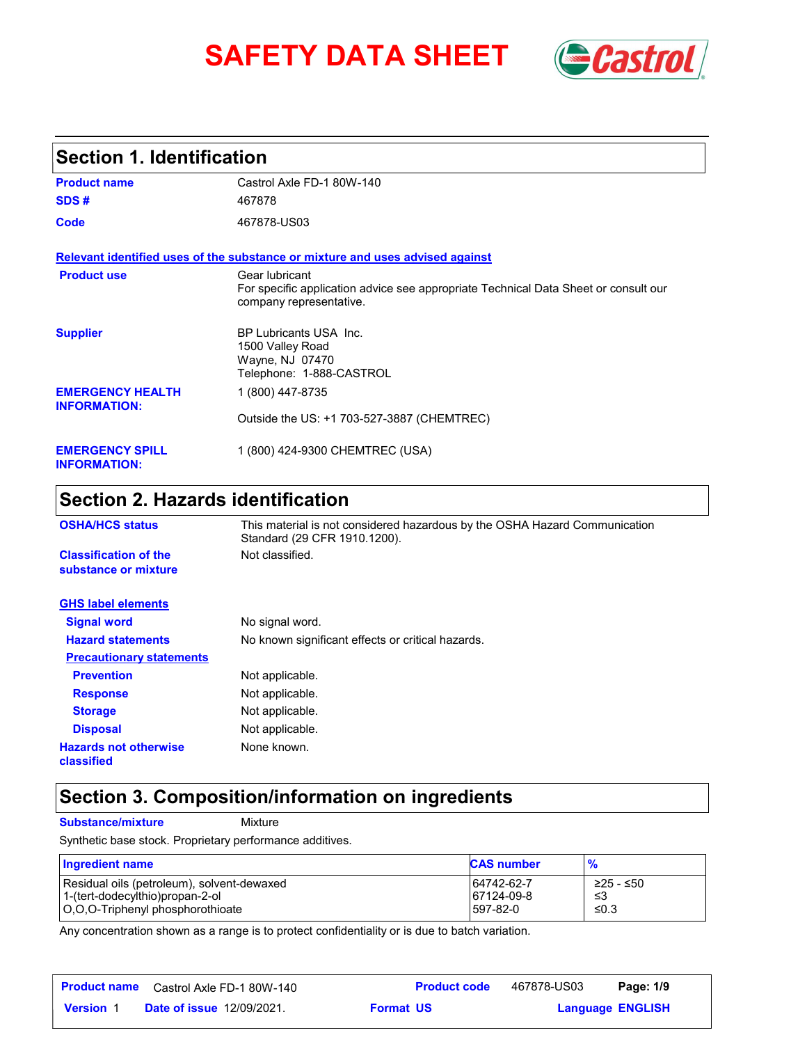# SAFETY DATA SHEET

## Section 1. Identification

**Product name** Castrol Axle FD-1 80W-140

**SDS #** 467878

**Code** 467878-US03

**Relevant identified uses of the substance or mixture and uses advised against**

**Product use** Gear lubricant
For specific application advice see appropriate Technical Data Sheet or consult our company representative.

**Supplier** BP Lubricants USA Inc.
1500 Valley Road
Wayne, NJ 07470
Telephone: 1-888-CASTROL

**EMERGENCY HEALTH INFORMATION:** 1 (800) 447-8735

Outside the US: +1 703-527-3887 (CHEMTREC)

**EMERGENCY SPILL INFORMATION:** 1 (800) 424-9300 CHEMTREC (USA)

## Section 2. Hazards identification

**OSHA/HCS status** This material is not considered hazardous by the OSHA Hazard Communication Standard (29 CFR 1910.1200).

**Classification of the substance or mixture** Not classified.

**GHS label elements**

**Signal word** No signal word.

**Hazard statements** No known significant effects or critical hazards.

**Precautionary statements**

**Prevention** Not applicable.

**Response** Not applicable.

**Storage** Not applicable.

**Disposal** Not applicable.

**Hazards not otherwise classified** None known.

## Section 3. Composition/information on ingredients

**Substance/mixture** Mixture

Synthetic base stock. Proprietary performance additives.

| Ingredient name | CAS number | % |
|---|---|---|
| Residual oils (petroleum), solvent-dewaxed | 64742-62-7 | ≥25 - ≤50 |
| 1-(tert-dodecylthio)propan-2-ol | 67124-09-8 | ≤3 |
| O,O,O-Triphenyl phosphorothioate | 597-82-0 | ≤0.3 |

Any concentration shown as a range is to protect confidentiality or is due to batch variation.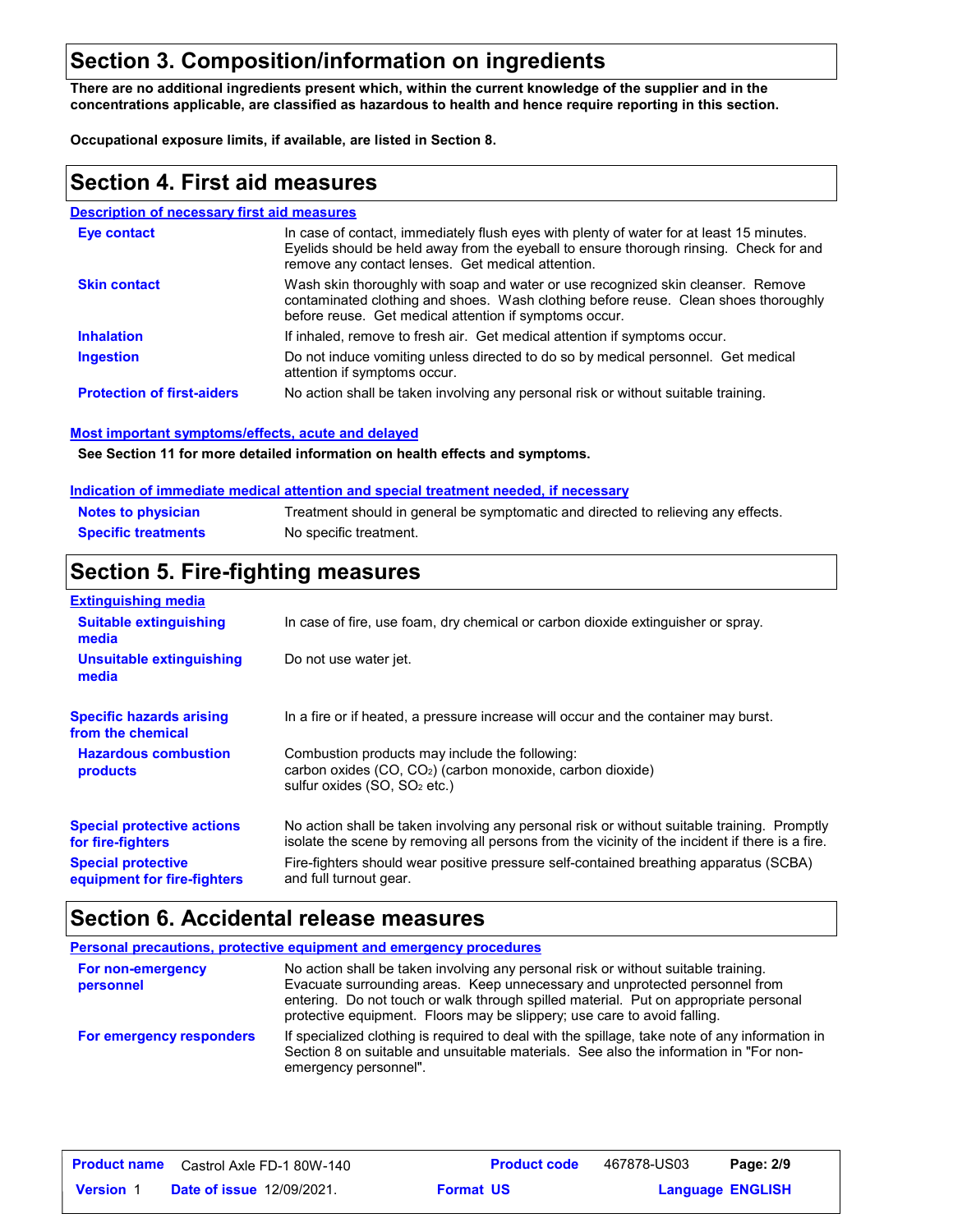## Section 3. Composition/information on ingredients

**There are no additional ingredients present which, within the current knowledge of the supplier and in the concentrations applicable, are classified as hazardous to health and hence require reporting in this section.**

**Occupational exposure limits, if available, are listed in Section 8.**

## Section 4. First aid measures

### Description of necessary first aid measures

| | |
|---|---|
| **Eye contact** | In case of contact, immediately flush eyes with plenty of water for at least 15 minutes. Eyelids should be held away from the eyeball to ensure thorough rinsing. Check for and remove any contact lenses. Get medical attention. |
| **Skin contact** | Wash skin thoroughly with soap and water or use recognized skin cleanser. Remove contaminated clothing and shoes. Wash clothing before reuse. Clean shoes thoroughly before reuse. Get medical attention if symptoms occur. |
| **Inhalation** | If inhaled, remove to fresh air. Get medical attention if symptoms occur. |
| **Ingestion** | Do not induce vomiting unless directed to do so by medical personnel. Get medical attention if symptoms occur. |
| **Protection of first-aiders** | No action shall be taken involving any personal risk or without suitable training. |

### Most important symptoms/effects, acute and delayed

**See Section 11 for more detailed information on health effects and symptoms.**

### Indication of immediate medical attention and special treatment needed, if necessary

| | |
|---|---|
| **Notes to physician** | Treatment should in general be symptomatic and directed to relieving any effects. |
| **Specific treatments** | No specific treatment. |

## Section 5. Fire-fighting measures

### Extinguishing media

| | |
|---|---|
| **Suitable extinguishing media** | In case of fire, use foam, dry chemical or carbon dioxide extinguisher or spray. |
| **Unsuitable extinguishing media** | Do not use water jet. |
| **Specific hazards arising from the chemical** | In a fire or if heated, a pressure increase will occur and the container may burst. |
| **Hazardous combustion products** | Combustion products may include the following:<br>carbon oxides (CO, $CO_2$) (carbon monoxide, carbon dioxide)<br>sulfur oxides (SO, $SO_2$ etc.) |
| **Special protective actions for fire-fighters** | No action shall be taken involving any personal risk or without suitable training. Promptly isolate the scene by removing all persons from the vicinity of the incident if there is a fire. |
| **Special protective equipment for fire-fighters** | Fire-fighters should wear positive pressure self-contained breathing apparatus (SCBA) and full turnout gear. |

## Section 6. Accidental release measures

### Personal precautions, protective equipment and emergency procedures

| | |
|---|---|
| **For non-emergency personnel** | No action shall be taken involving any personal risk or without suitable training. Evacuate surrounding areas. Keep unnecessary and unprotected personnel from entering. Do not touch or walk through spilled material. Put on appropriate personal protective equipment. Floors may be slippery; use care to avoid falling. |
| **For emergency responders** | If specialized clothing is required to deal with the spillage, take note of any information in Section 8 on suitable and unsuitable materials. See also the information in "For non-emergency personnel". |

| **Product name** | Castrol Axle FD-1 80W-140 | **Product code** | 467878-US03 |
|---|---|---|---|
| **Version** 1 | **Date of issue** 12/09/2021. | **Format** US | **Language** ENGLISH |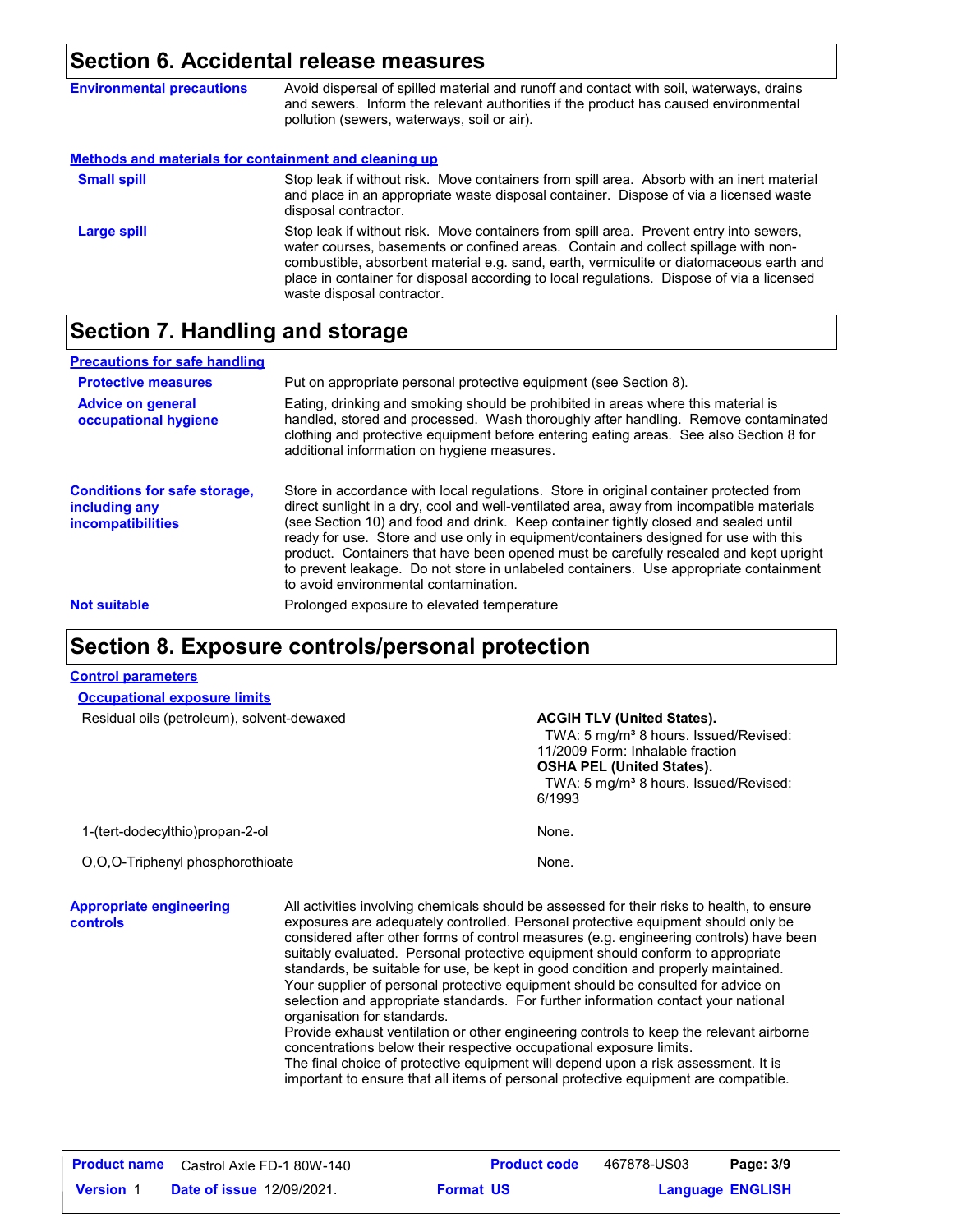## Section 6. Accidental release measures

**Environmental precautions**

Avoid dispersal of spilled material and runoff and contact with soil, waterways, drains and sewers. Inform the relevant authorities if the product has caused environmental pollution (sewers, waterways, soil or air).

### Methods and materials for containment and cleaning up

**Small spill**

Stop leak if without risk. Move containers from spill area. Absorb with an inert material and place in an appropriate waste disposal container. Dispose of via a licensed waste disposal contractor.

**Large spill**

Stop leak if without risk. Move containers from spill area. Prevent entry into sewers, water courses, basements or confined areas. Contain and collect spillage with non-combustible, absorbent material e.g. sand, earth, vermiculite or diatomaceous earth and place in container for disposal according to local regulations. Dispose of via a licensed waste disposal contractor.

## Section 7. Handling and storage

### Precautions for safe handling

**Protective measures**

Put on appropriate personal protective equipment (see Section 8).

**Advice on general occupational hygiene**

Eating, drinking and smoking should be prohibited in areas where this material is handled, stored and processed. Wash thoroughly after handling. Remove contaminated clothing and protective equipment before entering eating areas. See also Section 8 for additional information on hygiene measures.

**Conditions for safe storage, including any incompatibilities**

Store in accordance with local regulations. Store in original container protected from direct sunlight in a dry, cool and well-ventilated area, away from incompatible materials (see Section 10) and food and drink. Keep container tightly closed and sealed until ready for use. Store and use only in equipment/containers designed for use with this product. Containers that have been opened must be carefully resealed and kept upright to prevent leakage. Do not store in unlabeled containers. Use appropriate containment to avoid environmental contamination.

**Not suitable**

Prolonged exposure to elevated temperature

## Section 8. Exposure controls/personal protection

### Control parameters

#### Occupational exposure limits

| Ingredient | Exposure limits |
|---|---|
| Residual oils (petroleum), solvent-dewaxed | **ACGIH TLV (United States).** TWA: 5 mg/m³ 8 hours. Issued/Revised: 11/2009 Form: Inhalable fraction<br>**OSHA PEL (United States).** TWA: 5 mg/m³ 8 hours. Issued/Revised: 6/1993 |
| 1-(tert-dodecylthio)propan-2-ol | None. |
| O,O,O-Triphenyl phosphorothioate | None. |

**Appropriate engineering controls**

All activities involving chemicals should be assessed for their risks to health, to ensure exposures are adequately controlled. Personal protective equipment should only be considered after other forms of control measures (e.g. engineering controls) have been suitably evaluated. Personal protective equipment should conform to appropriate standards, be suitable for use, be kept in good condition and properly maintained. Your supplier of personal protective equipment should be consulted for advice on selection and appropriate standards. For further information contact your national organisation for standards.
Provide exhaust ventilation or other engineering controls to keep the relevant airborne concentrations below their respective occupational exposure limits.
The final choice of protective equipment will depend upon a risk assessment. It is important to ensure that all items of personal protective equipment are compatible.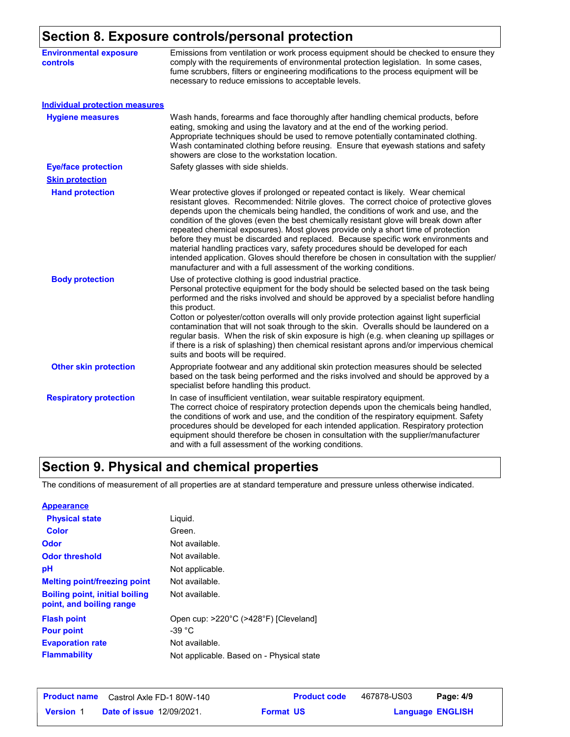## Section 8. Exposure controls/personal protection

**Environmental exposure controls**

Emissions from ventilation or work process equipment should be checked to ensure they comply with the requirements of environmental protection legislation. In some cases, fume scrubbers, filters or engineering modifications to the process equipment will be necessary to reduce emissions to acceptable levels.

### Individual protection measures

**Hygiene measures**

Wash hands, forearms and face thoroughly after handling chemical products, before eating, smoking and using the lavatory and at the end of the working period. Appropriate techniques should be used to remove potentially contaminated clothing. Wash contaminated clothing before reusing. Ensure that eyewash stations and safety showers are close to the workstation location.

**Eye/face protection**

Safety glasses with side shields.

**Skin protection**

**Hand protection**

Wear protective gloves if prolonged or repeated contact is likely. Wear chemical resistant gloves. Recommended: Nitrile gloves. The correct choice of protective gloves depends upon the chemicals being handled, the conditions of work and use, and the condition of the gloves (even the best chemically resistant glove will break down after repeated chemical exposures). Most gloves provide only a short time of protection before they must be discarded and replaced. Because specific work environments and material handling practices vary, safety procedures should be developed for each intended application. Gloves should therefore be chosen in consultation with the supplier/manufacturer and with a full assessment of the working conditions.

**Body protection**

Use of protective clothing is good industrial practice.
Personal protective equipment for the body should be selected based on the task being performed and the risks involved and should be approved by a specialist before handling this product.
Cotton or polyester/cotton overalls will only provide protection against light superficial contamination that will not soak through to the skin. Overalls should be laundered on a regular basis. When the risk of skin exposure is high (e.g. when cleaning up spillages or if there is a risk of splashing) then chemical resistant aprons and/or impervious chemical suits and boots will be required.

**Other skin protection**

Appropriate footwear and any additional skin protection measures should be selected based on the task being performed and the risks involved and should be approved by a specialist before handling this product.

**Respiratory protection**

In case of insufficient ventilation, wear suitable respiratory equipment.
The correct choice of respiratory protection depends upon the chemicals being handled, the conditions of work and use, and the condition of the respiratory equipment. Safety procedures should be developed for each intended application. Respiratory protection equipment should therefore be chosen in consultation with the supplier/manufacturer and with a full assessment of the working conditions.

## Section 9. Physical and chemical properties

The conditions of measurement of all properties are at standard temperature and pressure unless otherwise indicated.

**Appearance**

| Property | Value |
|---|---|
| Physical state | Liquid. |
| Color | Green. |
| Odor | Not available. |
| Odor threshold | Not available. |
| pH | Not applicable. |
| Melting point/freezing point | Not available. |
| Boiling point, initial boiling point, and boiling range | Not available. |
| Flash point | Open cup: >220°C (>428°F) [Cleveland] |
| Pour point | -39 °C |
| Evaporation rate | Not available. |
| Flammability | Not applicable. Based on - Physical state |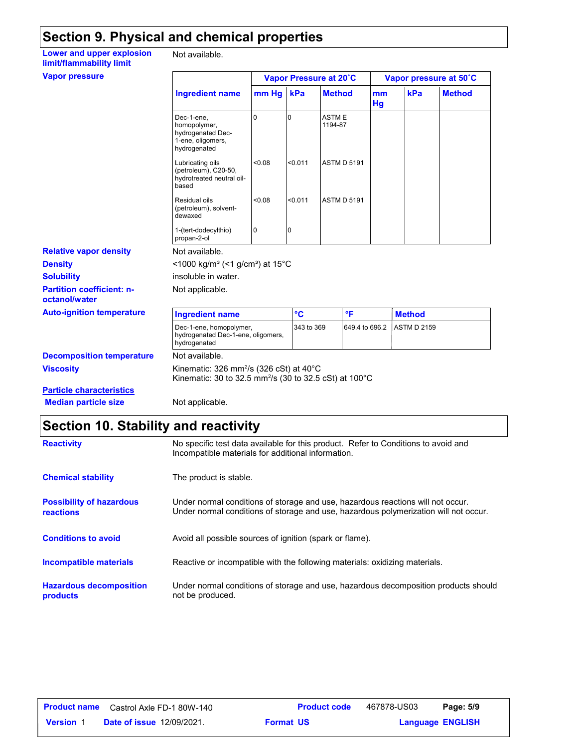## Section 9. Physical and chemical properties

**Lower and upper explosion limit/flammability limit**: Not available.

**Vapor pressure**

| Ingredient name | Vapor Pressure at 20˚C | | | Vapor pressure at 50˚C | | |
|---|---|---|---|---|---|---|
| | mm Hg | kPa | Method | mm Hg | kPa | Method |
| Dec-1-ene, homopolymer, hydrogenated Dec-1-ene, oligomers, hydrogenated | 0 | 0 | ASTM E 1194-87 | | | |
| Lubricating oils (petroleum), C20-50, hydrotreated neutral oil-based | <0.08 | <0.011 | ASTM D 5191 | | | |
| Residual oils (petroleum), solvent-dewaxed | <0.08 | <0.011 | ASTM D 5191 | | | |
| 1-(tert-dodecylthio) propan-2-ol | 0 | 0 | | | | |

**Relative vapor density**: Not available.

**Density**: <1000 kg/m³ (<1 g/cm³) at 15°C

**Solubility**: insoluble in water.

**Partition coefficient: n-octanol/water**: Not applicable.

**Auto-ignition temperature**

| Ingredient name | °C | °F | Method |
|---|---|---|---|
| Dec-1-ene, homopolymer, hydrogenated Dec-1-ene, oligomers, hydrogenated | 343 to 369 | 649.4 to 696.2 | ASTM D 2159 |

**Decomposition temperature**: Not available.

**Viscosity**: Kinematic: 326 mm²/s (326 cSt) at 40°C
Kinematic: 30 to 32.5 mm²/s (30 to 32.5 cSt) at 100°C

**Particle characteristics**

**Median particle size**: Not applicable.

## Section 10. Stability and reactivity

**Reactivity**: No specific test data available for this product. Refer to Conditions to avoid and Incompatible materials for additional information.

**Chemical stability**: The product is stable.

**Possibility of hazardous reactions**: Under normal conditions of storage and use, hazardous reactions will not occur.
Under normal conditions of storage and use, hazardous polymerization will not occur.

**Conditions to avoid**: Avoid all possible sources of ignition (spark or flame).

**Incompatible materials**: Reactive or incompatible with the following materials: oxidizing materials.

**Hazardous decomposition products**: Under normal conditions of storage and use, hazardous decomposition products should not be produced.

| Product name | Castrol Axle FD-1 80W-140 | Product code | 467878-US03 | Page: 5/9 |
|---|---|---|---|---|
| Version 1 | Date of issue 12/09/2021. | Format US | | Language ENGLISH |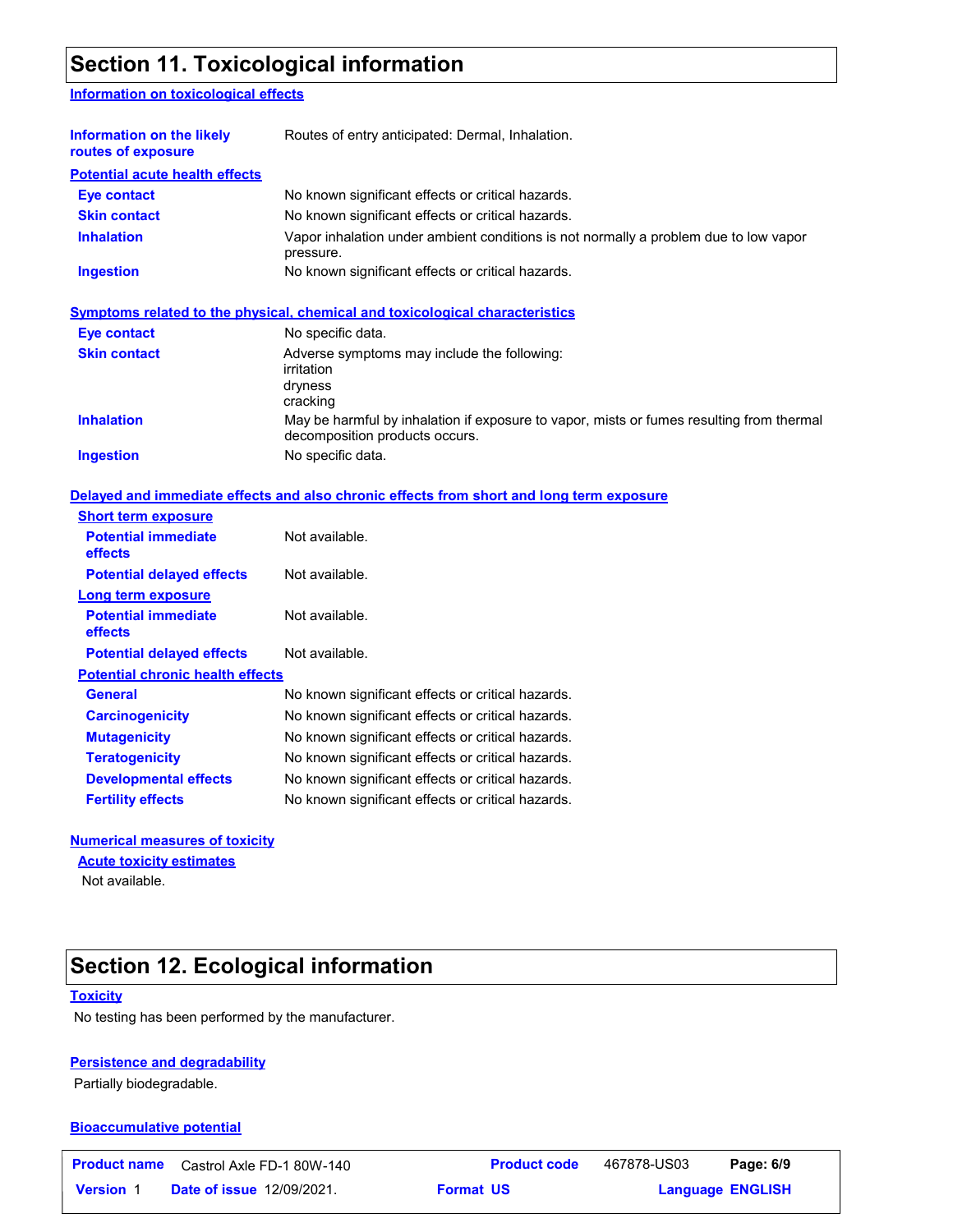## Section 11. Toxicological information

### Information on toxicological effects

| | |
|---|---|
| **Information on the likely routes of exposure** | Routes of entry anticipated: Dermal, Inhalation. |

**Potential acute health effects**

| | |
|---|---|
| **Eye contact** | No known significant effects or critical hazards. |
| **Skin contact** | No known significant effects or critical hazards. |
| **Inhalation** | Vapor inhalation under ambient conditions is not normally a problem due to low vapor pressure. |
| **Ingestion** | No known significant effects or critical hazards. |

**Symptoms related to the physical, chemical and toxicological characteristics**

| | |
|---|---|
| **Eye contact** | No specific data. |
| **Skin contact** | Adverse symptoms may include the following:<br>irritation<br>dryness<br>cracking |
| **Inhalation** | May be harmful by inhalation if exposure to vapor, mists or fumes resulting from thermal decomposition products occurs. |
| **Ingestion** | No specific data. |

**Delayed and immediate effects and also chronic effects from short and long term exposure**

**Short term exposure**

| | |
|---|---|
| **Potential immediate effects** | Not available. |
| **Potential delayed effects** | Not available. |

**Long term exposure**

| | |
|---|---|
| **Potential immediate effects** | Not available. |
| **Potential delayed effects** | Not available. |

**Potential chronic health effects**

| | |
|---|---|
| **General** | No known significant effects or critical hazards. |
| **Carcinogenicity** | No known significant effects or critical hazards. |
| **Mutagenicity** | No known significant effects or critical hazards. |
| **Teratogenicity** | No known significant effects or critical hazards. |
| **Developmental effects** | No known significant effects or critical hazards. |
| **Fertility effects** | No known significant effects or critical hazards. |

**Numerical measures of toxicity**

**Acute toxicity estimates**

Not available.

## Section 12. Ecological information

**Toxicity**

No testing has been performed by the manufacturer.

**Persistence and degradability**

Partially biodegradable.

**Bioaccumulative potential**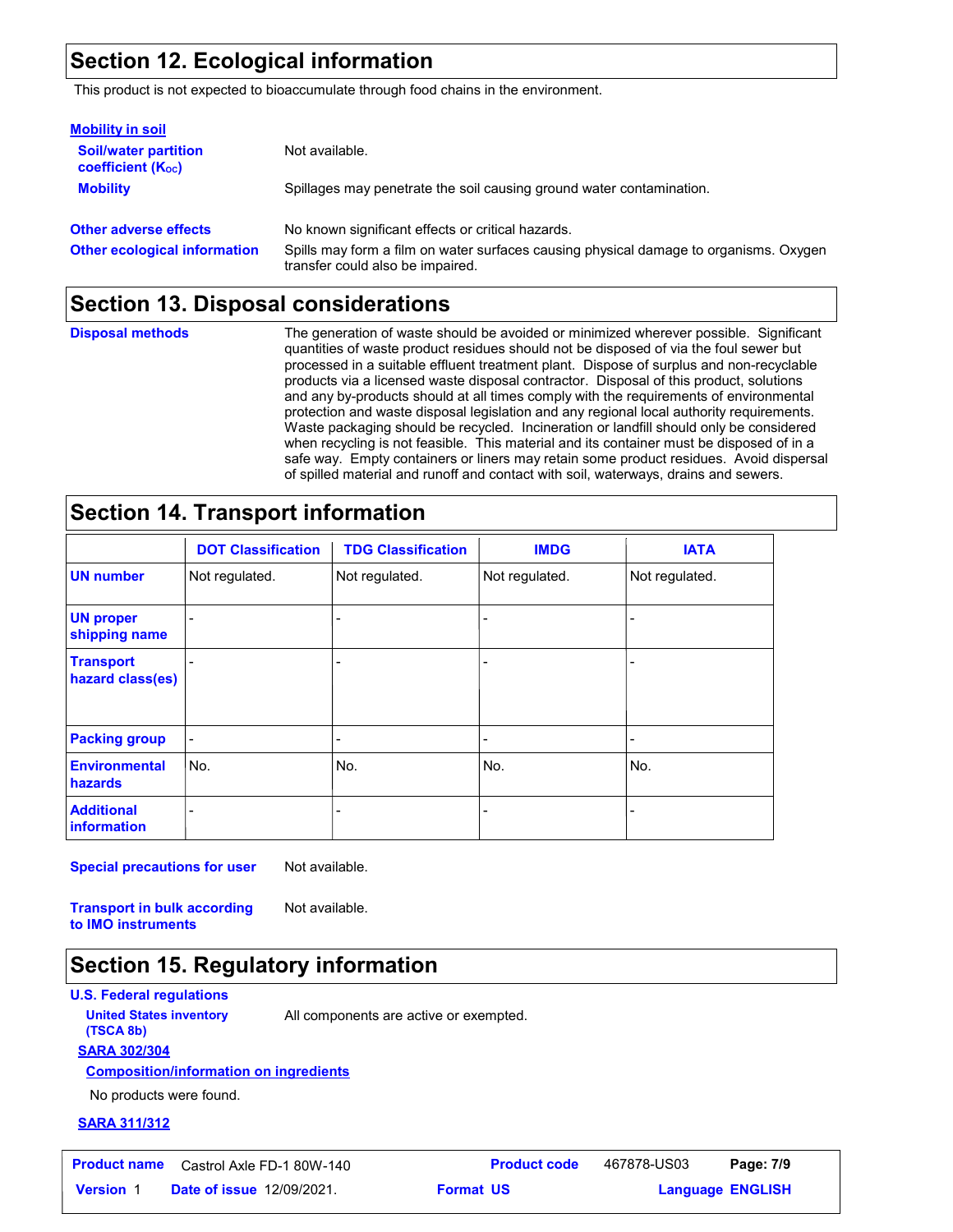## Section 12. Ecological information

This product is not expected to bioaccumulate through food chains in the environment.

**Mobility in soil**

**Soil/water partition coefficient ($K_{OC}$)**: Not available.

**Mobility**: Spillages may penetrate the soil causing ground water contamination.

**Other adverse effects**: No known significant effects or critical hazards.

**Other ecological information**: Spills may form a film on water surfaces causing physical damage to organisms. Oxygen transfer could also be impaired.

## Section 13. Disposal considerations

**Disposal methods**: The generation of waste should be avoided or minimized wherever possible. Significant quantities of waste product residues should not be disposed of via the foul sewer but processed in a suitable effluent treatment plant. Dispose of surplus and non-recyclable products via a licensed waste disposal contractor. Disposal of this product, solutions and any by-products should at all times comply with the requirements of environmental protection and waste disposal legislation and any regional local authority requirements. Waste packaging should be recycled. Incineration or landfill should only be considered when recycling is not feasible. This material and its container must be disposed of in a safe way. Empty containers or liners may retain some product residues. Avoid dispersal of spilled material and runoff and contact with soil, waterways, drains and sewers.

## Section 14. Transport information

| | DOT Classification | TDG Classification | IMDG | IATA |
|---|---|---|---|---|
| **UN number** | Not regulated. | Not regulated. | Not regulated. | Not regulated. |
| **UN proper shipping name** | - | - | - | - |
| **Transport hazard class(es)** | - | - | - | - |
| **Packing group** | - | - | - | - |
| **Environmental hazards** | No. | No. | No. | No. |
| **Additional information** | - | - | - | - |

**Special precautions for user**: Not available.

**Transport in bulk according to IMO instruments**: Not available.

## Section 15. Regulatory information

**U.S. Federal regulations**

**United States inventory (TSCA 8b)**: All components are active or exempted.

**SARA 302/304**

**Composition/information on ingredients**

No products were found.

**SARA 311/312**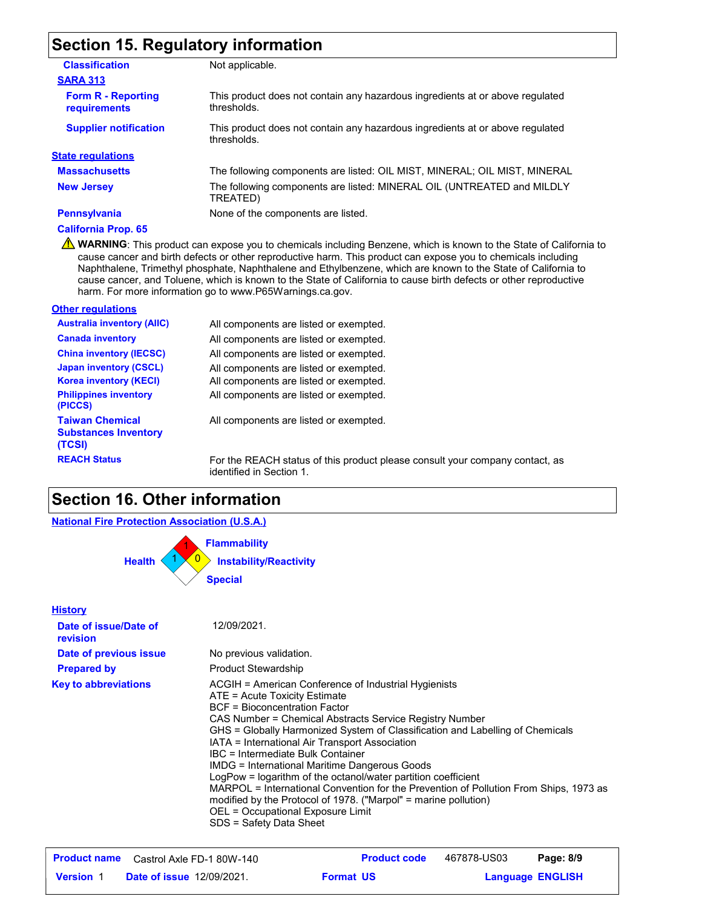## Section 15. Regulatory information

**Classification** Not applicable.

**SARA 313**

**Form R - Reporting requirements** This product does not contain any hazardous ingredients at or above regulated thresholds.

**Supplier notification** This product does not contain any hazardous ingredients at or above regulated thresholds.

**State regulations**

**Massachusetts** The following components are listed: OIL MIST, MINERAL; OIL MIST, MINERAL

**New Jersey** The following components are listed: MINERAL OIL (UNTREATED and MILDLY TREATED)

**Pennsylvania** None of the components are listed.

**California Prop. 65**

⚠ **WARNING**: This product can expose you to chemicals including Benzene, which is known to the State of California to cause cancer and birth defects or other reproductive harm. This product can expose you to chemicals including Naphthalene, Trimethyl phosphate, Naphthalene and Ethylbenzene, which are known to the State of California to cause cancer, and Toluene, which is known to the State of California to cause birth defects or other reproductive harm. For more information go to www.P65Warnings.ca.gov.

**Other regulations**

| | |
|---|---|
| **Australia inventory (AIIC)** | All components are listed or exempted. |
| **Canada inventory** | All components are listed or exempted. |
| **China inventory (IECSC)** | All components are listed or exempted. |
| **Japan inventory (CSCL)** | All components are listed or exempted. |
| **Korea inventory (KECI)** | All components are listed or exempted. |
| **Philippines inventory (PICCS)** | All components are listed or exempted. |
| **Taiwan Chemical Substances Inventory (TCSI)** | All components are listed or exempted. |
| **REACH Status** | For the REACH status of this product please consult your company contact, as identified in Section 1. |

## Section 16. Other information

**National Fire Protection Association (U.S.A.)**

Health: 1
Flammability: 1
Instability/Reactivity: 0
Special:

**History**

**Date of issue/Date of revision** 12/09/2021.

**Date of previous issue** No previous validation.

**Prepared by** Product Stewardship

**Key to abbreviations**
ACGIH = American Conference of Industrial Hygienists
ATE = Acute Toxicity Estimate
BCF = Bioconcentration Factor
CAS Number = Chemical Abstracts Service Registry Number
GHS = Globally Harmonized System of Classification and Labelling of Chemicals
IATA = International Air Transport Association
IBC = Intermediate Bulk Container
IMDG = International Maritime Dangerous Goods
LogPow = logarithm of the octanol/water partition coefficient
MARPOL = International Convention for the Prevention of Pollution From Ships, 1973 as modified by the Protocol of 1978. ("Marpol" = marine pollution)
OEL = Occupational Exposure Limit
SDS = Safety Data Sheet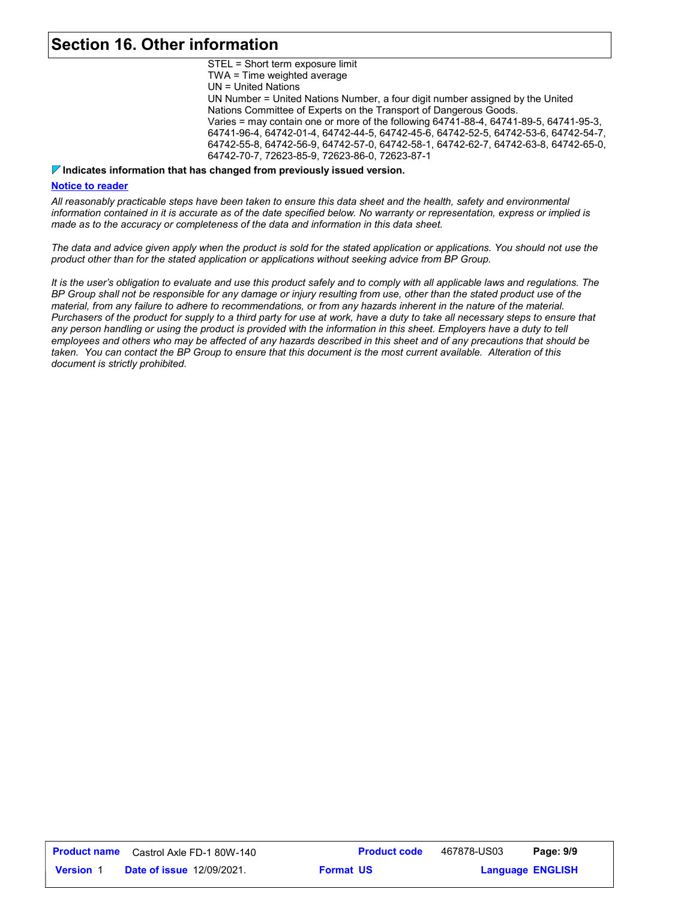## Section 16. Other information

STEL = Short term exposure limit
TWA = Time weighted average
UN = United Nations
UN Number = United Nations Number, a four digit number assigned by the United Nations Committee of Experts on the Transport of Dangerous Goods.
Varies = may contain one or more of the following 64741-88-4, 64741-89-5, 64741-95-3, 64741-96-4, 64742-01-4, 64742-44-5, 64742-45-6, 64742-52-5, 64742-53-6, 64742-54-7, 64742-55-8, 64742-56-9, 64742-57-0, 64742-58-1, 64742-62-7, 64742-63-8, 64742-65-0, 64742-70-7, 72623-85-9, 72623-86-0, 72623-87-1

**Indicates information that has changed from previously issued version.**

**Notice to reader**

*All reasonably practicable steps have been taken to ensure this data sheet and the health, safety and environmental information contained in it is accurate as of the date specified below. No warranty or representation, express or implied is made as to the accuracy or completeness of the data and information in this data sheet.*

*The data and advice given apply when the product is sold for the stated application or applications. You should not use the product other than for the stated application or applications without seeking advice from BP Group.*

*It is the user's obligation to evaluate and use this product safely and to comply with all applicable laws and regulations. The BP Group shall not be responsible for any damage or injury resulting from use, other than the stated product use of the material, from any failure to adhere to recommendations, or from any hazards inherent in the nature of the material. Purchasers of the product for supply to a third party for use at work, have a duty to take all necessary steps to ensure that any person handling or using the product is provided with the information in this sheet. Employers have a duty to tell employees and others who may be affected of any hazards described in this sheet and of any precautions that should be taken. You can contact the BP Group to ensure that this document is the most current available. Alteration of this document is strictly prohibited.*